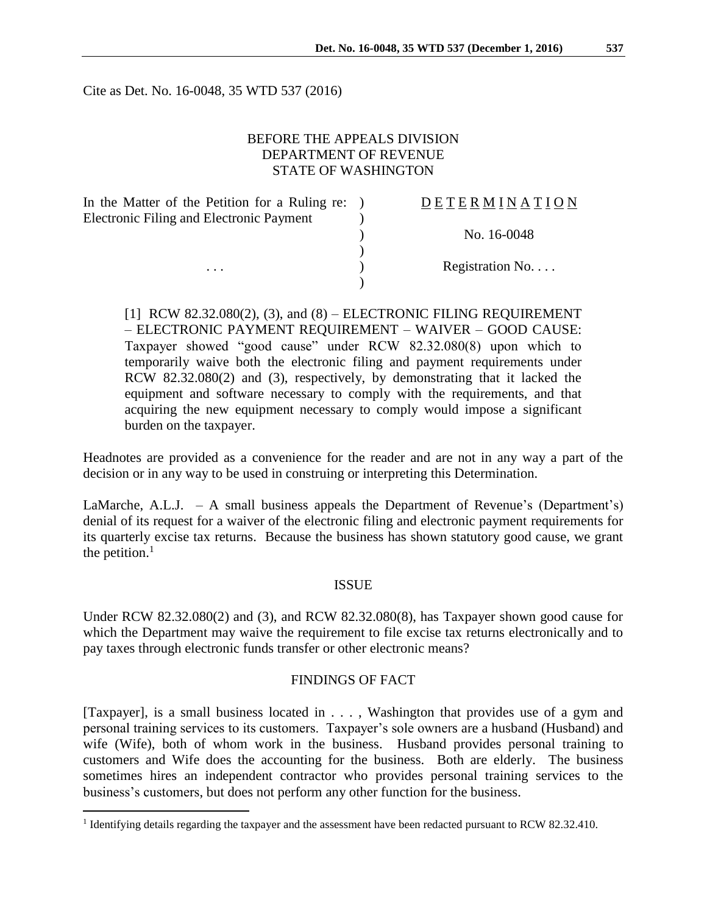Cite as Det. No. 16-0048, 35 WTD 537 (2016)

BEFORE THE APPEALS DIVISION
DEPARTMENT OF REVENUE
STATE OF WASHINGTON

| | | |
|---|---|---|
| In the Matter of the Petition for a Ruling re: Electronic Filing and Electronic Payment | ) | D E T E R M I N A T I O N |
| | ) | No. 16-0048 |
| . . . | ) | Registration No. . . . |

[1] RCW 82.32.080(2), (3), and (8) – ELECTRONIC FILING REQUIREMENT – ELECTRONIC PAYMENT REQUIREMENT – WAIVER – GOOD CAUSE: Taxpayer showed "good cause" under RCW 82.32.080(8) upon which to temporarily waive both the electronic filing and payment requirements under RCW 82.32.080(2) and (3), respectively, by demonstrating that it lacked the equipment and software necessary to comply with the requirements, and that acquiring the new equipment necessary to comply would impose a significant burden on the taxpayer.

Headnotes are provided as a convenience for the reader and are not in any way a part of the decision or in any way to be used in construing or interpreting this Determination.

LaMarche, A.L.J. – A small business appeals the Department of Revenue's (Department's) denial of its request for a waiver of the electronic filing and electronic payment requirements for its quarterly excise tax returns. Because the business has shown statutory good cause, we grant the petition.[1]

## ISSUE

Under RCW 82.32.080(2) and (3), and RCW 82.32.080(8), has Taxpayer shown good cause for which the Department may waive the requirement to file excise tax returns electronically and to pay taxes through electronic funds transfer or other electronic means?

## FINDINGS OF FACT

[Taxpayer], is a small business located in . . . , Washington that provides use of a gym and personal training services to its customers. Taxpayer's sole owners are a husband (Husband) and wife (Wife), both of whom work in the business. Husband provides personal training to customers and Wife does the accounting for the business. Both are elderly. The business sometimes hires an independent contractor who provides personal training services to the business's customers, but does not perform any other function for the business.

[1] Identifying details regarding the taxpayer and the assessment have been redacted pursuant to RCW 82.32.410.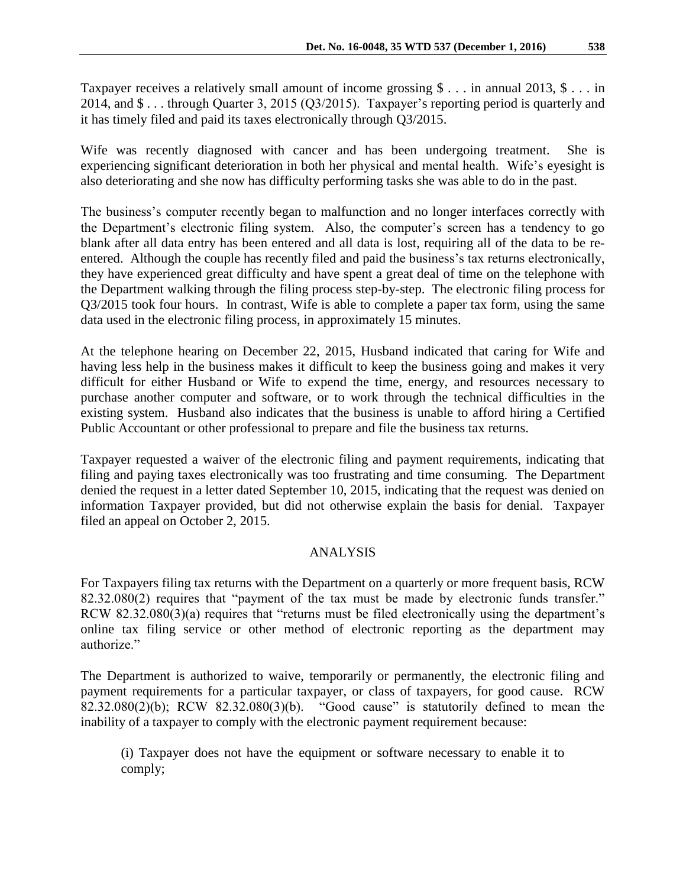Taxpayer receives a relatively small amount of income grossing $ . . . in annual 2013, $ . . . in 2014, and $ . . . through Quarter 3, 2015 (Q3/2015). Taxpayer's reporting period is quarterly and it has timely filed and paid its taxes electronically through Q3/2015.

Wife was recently diagnosed with cancer and has been undergoing treatment. She is experiencing significant deterioration in both her physical and mental health. Wife's eyesight is also deteriorating and she now has difficulty performing tasks she was able to do in the past.

The business's computer recently began to malfunction and no longer interfaces correctly with the Department's electronic filing system. Also, the computer's screen has a tendency to go blank after all data entry has been entered and all data is lost, requiring all of the data to be re-entered. Although the couple has recently filed and paid the business's tax returns electronically, they have experienced great difficulty and have spent a great deal of time on the telephone with the Department walking through the filing process step-by-step. The electronic filing process for Q3/2015 took four hours. In contrast, Wife is able to complete a paper tax form, using the same data used in the electronic filing process, in approximately 15 minutes.

At the telephone hearing on December 22, 2015, Husband indicated that caring for Wife and having less help in the business makes it difficult to keep the business going and makes it very difficult for either Husband or Wife to expend the time, energy, and resources necessary to purchase another computer and software, or to work through the technical difficulties in the existing system. Husband also indicates that the business is unable to afford hiring a Certified Public Accountant or other professional to prepare and file the business tax returns.

Taxpayer requested a waiver of the electronic filing and payment requirements, indicating that filing and paying taxes electronically was too frustrating and time consuming. The Department denied the request in a letter dated September 10, 2015, indicating that the request was denied on information Taxpayer provided, but did not otherwise explain the basis for denial. Taxpayer filed an appeal on October 2, 2015.

## ANALYSIS

For Taxpayers filing tax returns with the Department on a quarterly or more frequent basis, RCW 82.32.080(2) requires that "payment of the tax must be made by electronic funds transfer." RCW 82.32.080(3)(a) requires that "returns must be filed electronically using the department's online tax filing service or other method of electronic reporting as the department may authorize."

The Department is authorized to waive, temporarily or permanently, the electronic filing and payment requirements for a particular taxpayer, or class of taxpayers, for good cause. RCW 82.32.080(2)(b); RCW 82.32.080(3)(b). "Good cause" is statutorily defined to mean the inability of a taxpayer to comply with the electronic payment requirement because:

> (i) Taxpayer does not have the equipment or software necessary to enable it to comply;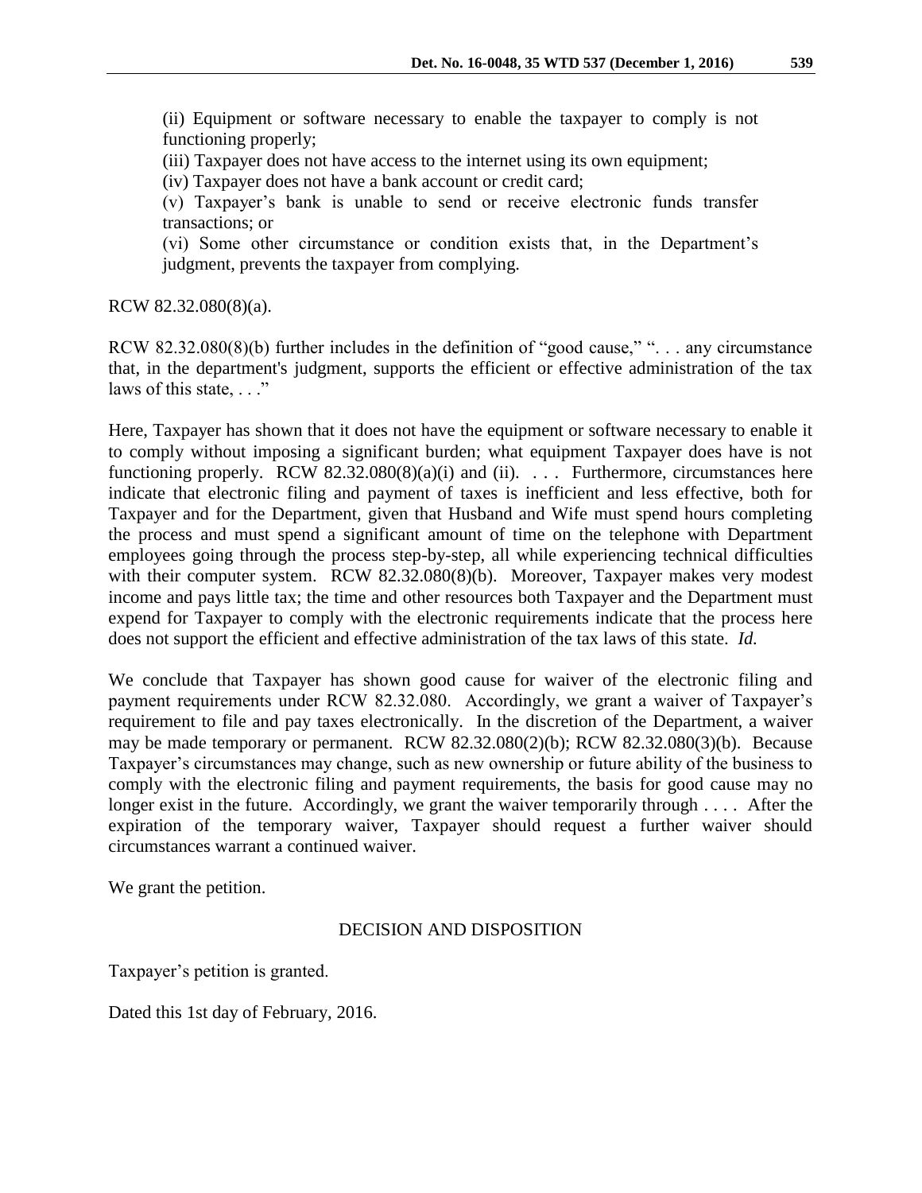(ii) Equipment or software necessary to enable the taxpayer to comply is not functioning properly;

(iii) Taxpayer does not have access to the internet using its own equipment;

(iv) Taxpayer does not have a bank account or credit card;

(v) Taxpayer's bank is unable to send or receive electronic funds transfer transactions; or

(vi) Some other circumstance or condition exists that, in the Department's judgment, prevents the taxpayer from complying.

RCW 82.32.080(8)(a).

RCW 82.32.080(8)(b) further includes in the definition of "good cause," ". . . any circumstance that, in the department's judgment, supports the efficient or effective administration of the tax laws of this state, . . ."

Here, Taxpayer has shown that it does not have the equipment or software necessary to enable it to comply without imposing a significant burden; what equipment Taxpayer does have is not functioning properly. RCW 82.32.080(8)(a)(i) and (ii). . . . Furthermore, circumstances here indicate that electronic filing and payment of taxes is inefficient and less effective, both for Taxpayer and for the Department, given that Husband and Wife must spend hours completing the process and must spend a significant amount of time on the telephone with Department employees going through the process step-by-step, all while experiencing technical difficulties with their computer system. RCW 82.32.080(8)(b). Moreover, Taxpayer makes very modest income and pays little tax; the time and other resources both Taxpayer and the Department must expend for Taxpayer to comply with the electronic requirements indicate that the process here does not support the efficient and effective administration of the tax laws of this state. *Id.*

We conclude that Taxpayer has shown good cause for waiver of the electronic filing and payment requirements under RCW 82.32.080. Accordingly, we grant a waiver of Taxpayer's requirement to file and pay taxes electronically. In the discretion of the Department, a waiver may be made temporary or permanent. RCW 82.32.080(2)(b); RCW 82.32.080(3)(b). Because Taxpayer's circumstances may change, such as new ownership or future ability of the business to comply with the electronic filing and payment requirements, the basis for good cause may no longer exist in the future. Accordingly, we grant the waiver temporarily through . . . . After the expiration of the temporary waiver, Taxpayer should request a further waiver should circumstances warrant a continued waiver.

We grant the petition.

## DECISION AND DISPOSITION

Taxpayer's petition is granted.

Dated this 1st day of February, 2016.